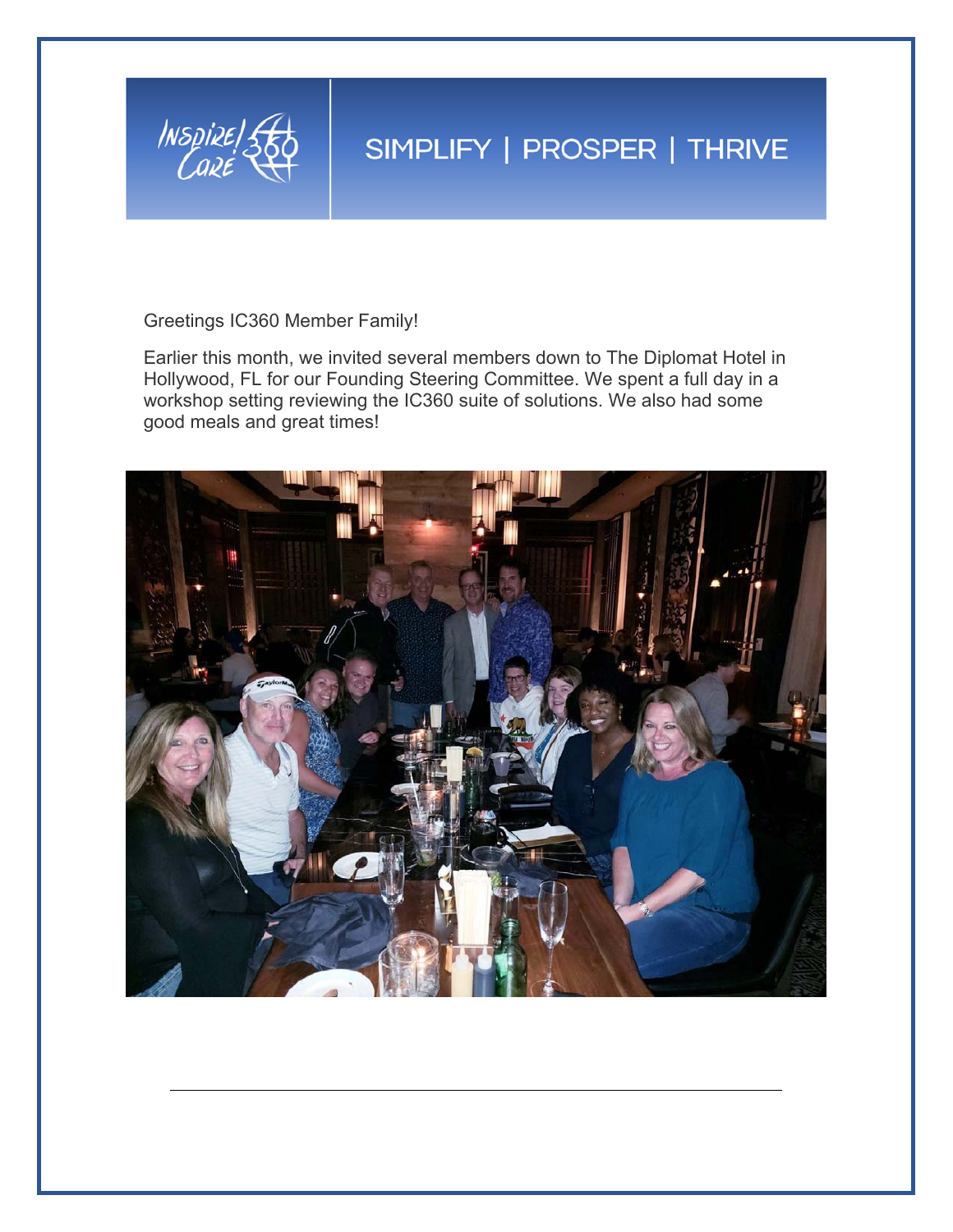SIMPLIFY | PROSPER | THRIVE

Greetings IC360 Member Family!

Earlier this month, we invited several members down to The Diplomat Hotel in Hollywood, FL for our Founding Steering Committee. We spent a full day in a workshop setting reviewing the IC360 suite of solutions. We also had some good meals and great times!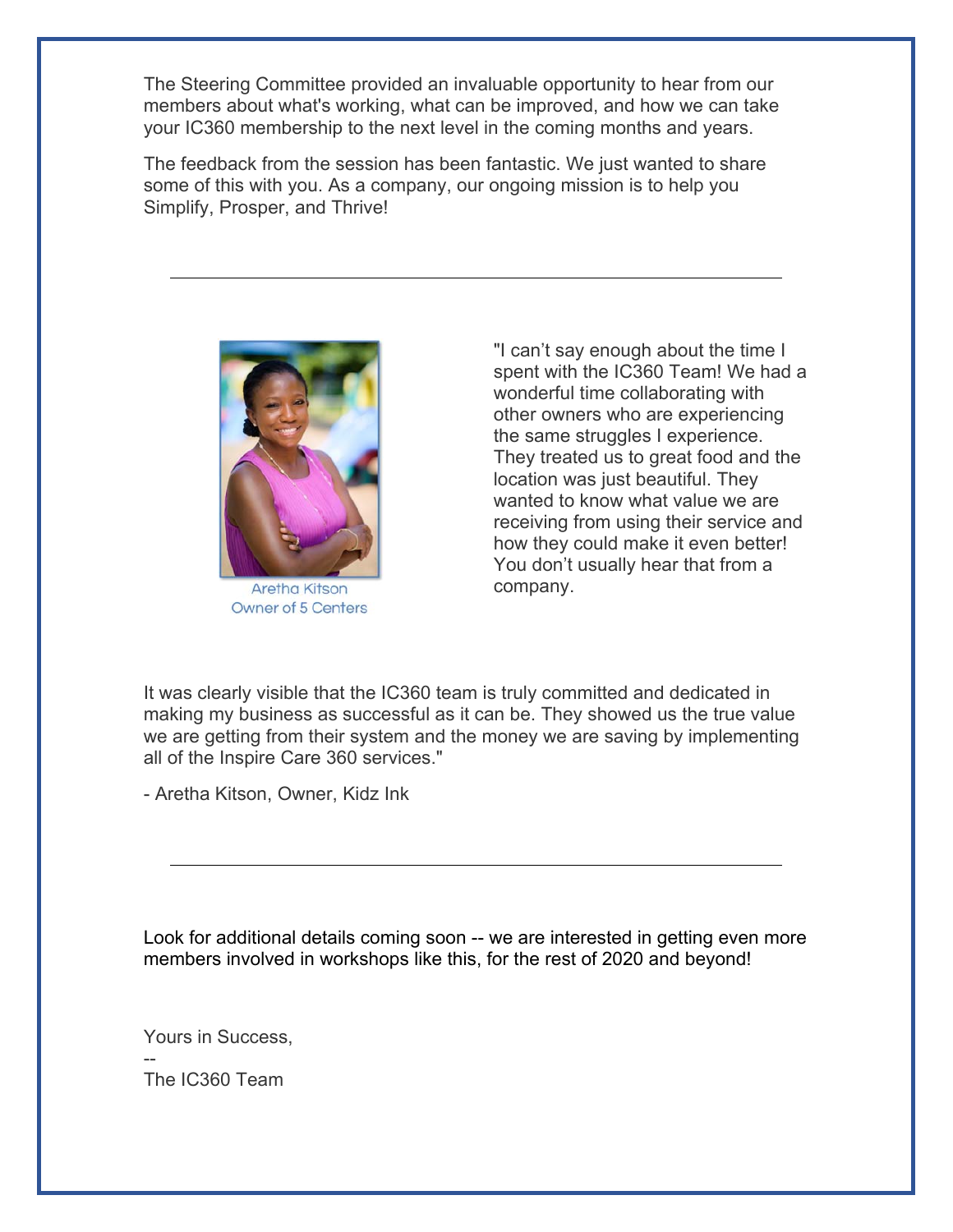The Steering Committee provided an invaluable opportunity to hear from our members about what's working, what can be improved, and how we can take your IC360 membership to the next level in the coming months and years.

The feedback from the session has been fantastic. We just wanted to share some of this with you. As a company, our ongoing mission is to help you Simplify, Prosper, and Thrive!

---

Aretha Kitson
Owner of 5 Centers

"I can't say enough about the time I spent with the IC360 Team! We had a wonderful time collaborating with other owners who are experiencing the same struggles I experience. They treated us to great food and the location was just beautiful. They wanted to know what value we are receiving from using their service and how they could make it even better! You don't usually hear that from a company.

It was clearly visible that the IC360 team is truly committed and dedicated in making my business as successful as it can be. They showed us the true value we are getting from their system and the money we are saving by implementing all of the Inspire Care 360 services."

- Aretha Kitson, Owner, Kidz Ink

---

Look for additional details coming soon -- we are interested in getting even more members involved in workshops like this, for the rest of 2020 and beyond!

Yours in Success,
--
The IC360 Team